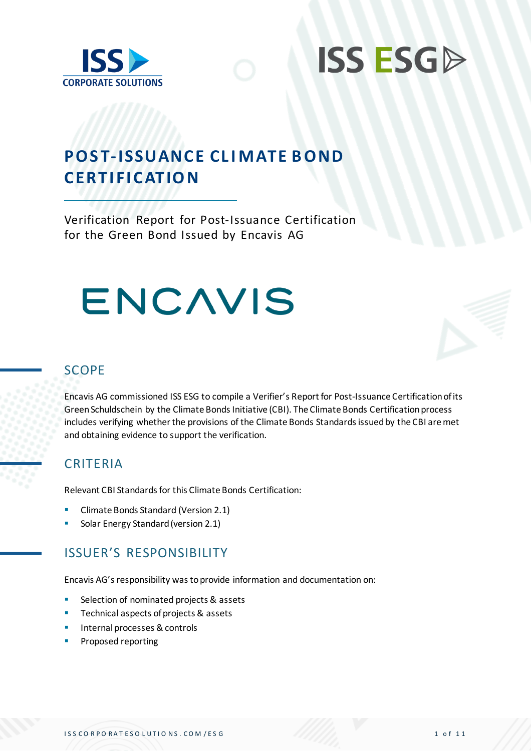# POST-ISSUANCE CLIMATE BOND CERTIFICATION

Verification Report for Post-Issuance Certification for the Green Bond Issued by Encavis AG

## SCOPE

Encavis AG commissioned ISS ESG to compile a Verifier's Report for Post-Issuance Certification of its Green Schuldschein by the Climate Bonds Initiative (CBI). The Climate Bonds Certification process includes verifying whether the provisions of the Climate Bonds Standards issued by the CBI are met and obtaining evidence to support the verification.

## CRITERIA

Relevant CBI Standards for this Climate Bonds Certification:

- Climate Bonds Standard (Version 2.1)
- Solar Energy Standard (version 2.1)

## ISSUER'S RESPONSIBILITY

Encavis AG's responsibility was to provide information and documentation on:

- Selection of nominated projects & assets
- Technical aspects of projects & assets
- Internal processes & controls
- Proposed reporting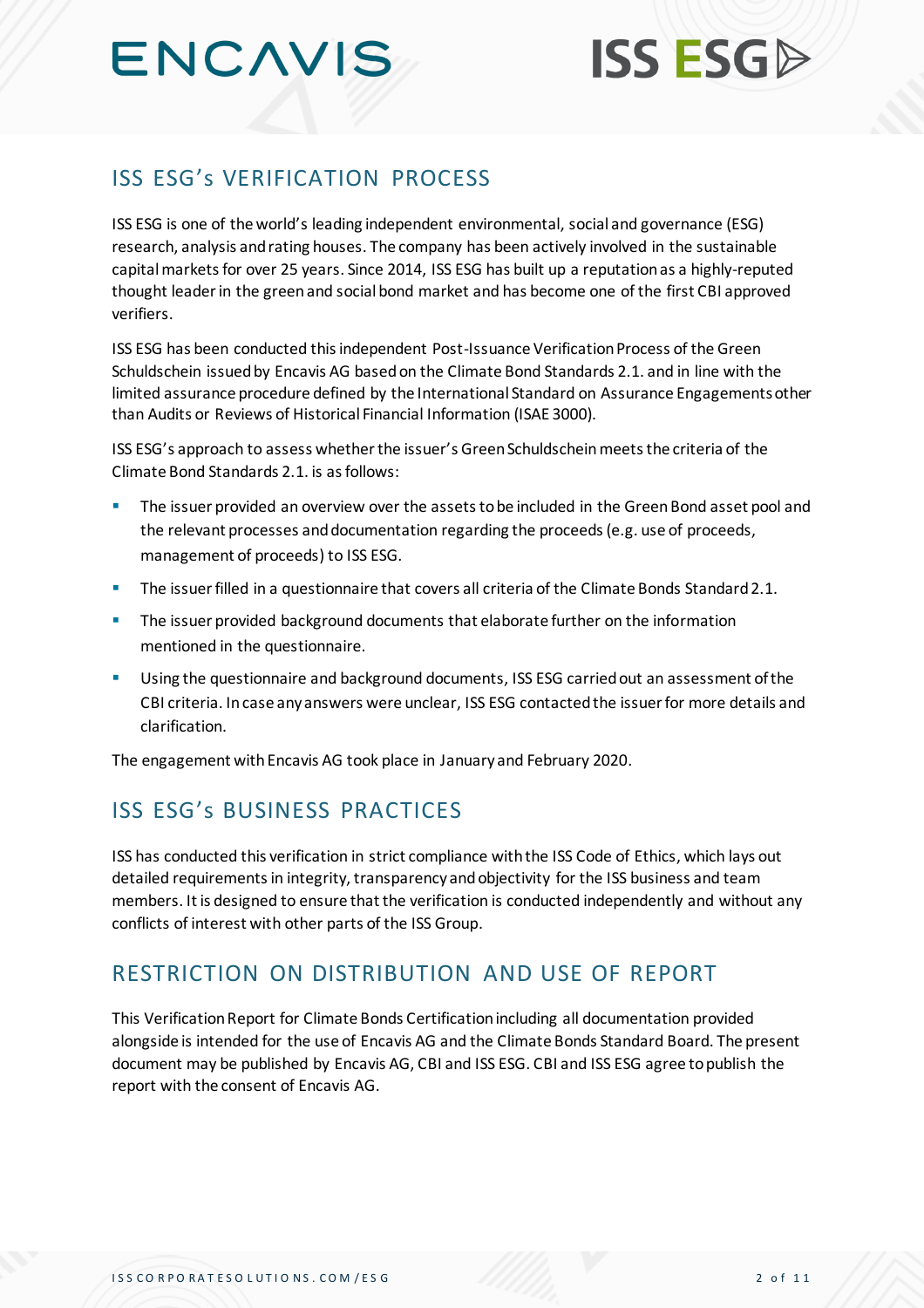## ISS ESG's VERIFICATION PROCESS

ISS ESG is one of the world's leading independent environmental, social and governance (ESG) research, analysis and rating houses. The company has been actively involved in the sustainable capital markets for over 25 years. Since 2014, ISS ESG has built up a reputation as a highly-reputed thought leader in the green and social bond market and has become one of the first CBI approved verifiers.

ISS ESG has been conducted this independent Post-Issuance Verification Process of the Green Schuldschein issued by Encavis AG based on the Climate Bond Standards 2.1. and in line with the limited assurance procedure defined by the International Standard on Assurance Engagements other than Audits or Reviews of Historical Financial Information (ISAE 3000).

ISS ESG's approach to assess whether the issuer's Green Schuldschein meets the criteria of the Climate Bond Standards 2.1. is as follows:

- The issuer provided an overview over the assets to be included in the Green Bond asset pool and the relevant processes and documentation regarding the proceeds (e.g. use of proceeds, management of proceeds) to ISS ESG.
- The issuer filled in a questionnaire that covers all criteria of the Climate Bonds Standard 2.1.
- The issuer provided background documents that elaborate further on the information mentioned in the questionnaire.
- Using the questionnaire and background documents, ISS ESG carried out an assessment of the CBI criteria. In case any answers were unclear, ISS ESG contacted the issuer for more details and clarification.

The engagement with Encavis AG took place in January and February 2020.

## ISS ESG's BUSINESS PRACTICES

ISS has conducted this verification in strict compliance with the ISS Code of Ethics, which lays out detailed requirements in integrity, transparency and objectivity for the ISS business and team members. It is designed to ensure that the verification is conducted independently and without any conflicts of interest with other parts of the ISS Group.

## RESTRICTION ON DISTRIBUTION AND USE OF REPORT

This Verification Report for Climate Bonds Certification including all documentation provided alongside is intended for the use of Encavis AG and the Climate Bonds Standard Board. The present document may be published by Encavis AG, CBI and ISS ESG. CBI and ISS ESG agree to publish the report with the consent of Encavis AG.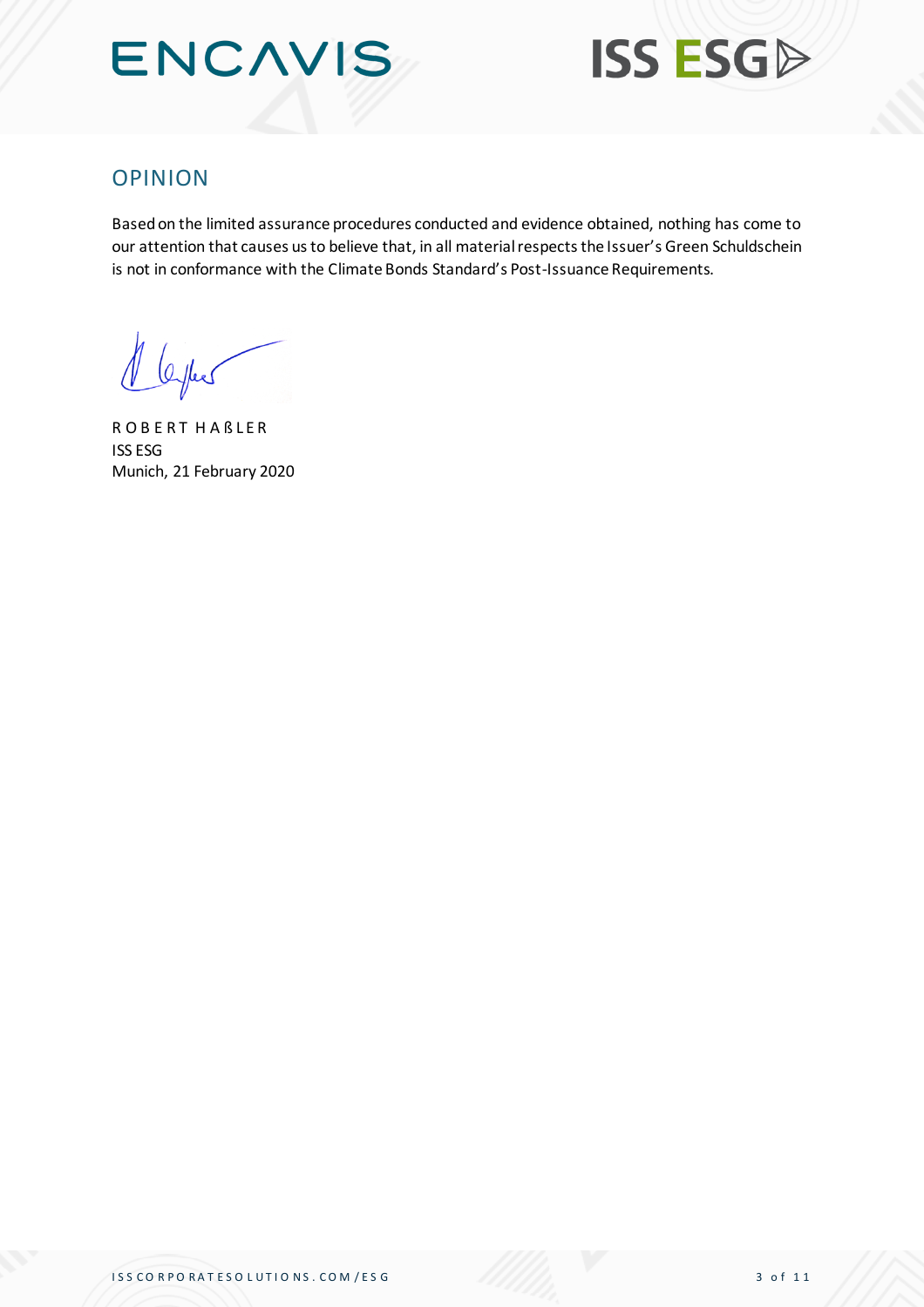## OPINION

Based on the limited assurance procedures conducted and evidence obtained, nothing has come to our attention that causes us to believe that, in all material respects the Issuer's Green Schuldschein is not in conformance with the Climate Bonds Standard's Post-Issuance Requirements.

ROBERT HAßLER
ISS ESG
Munich, 21 February 2020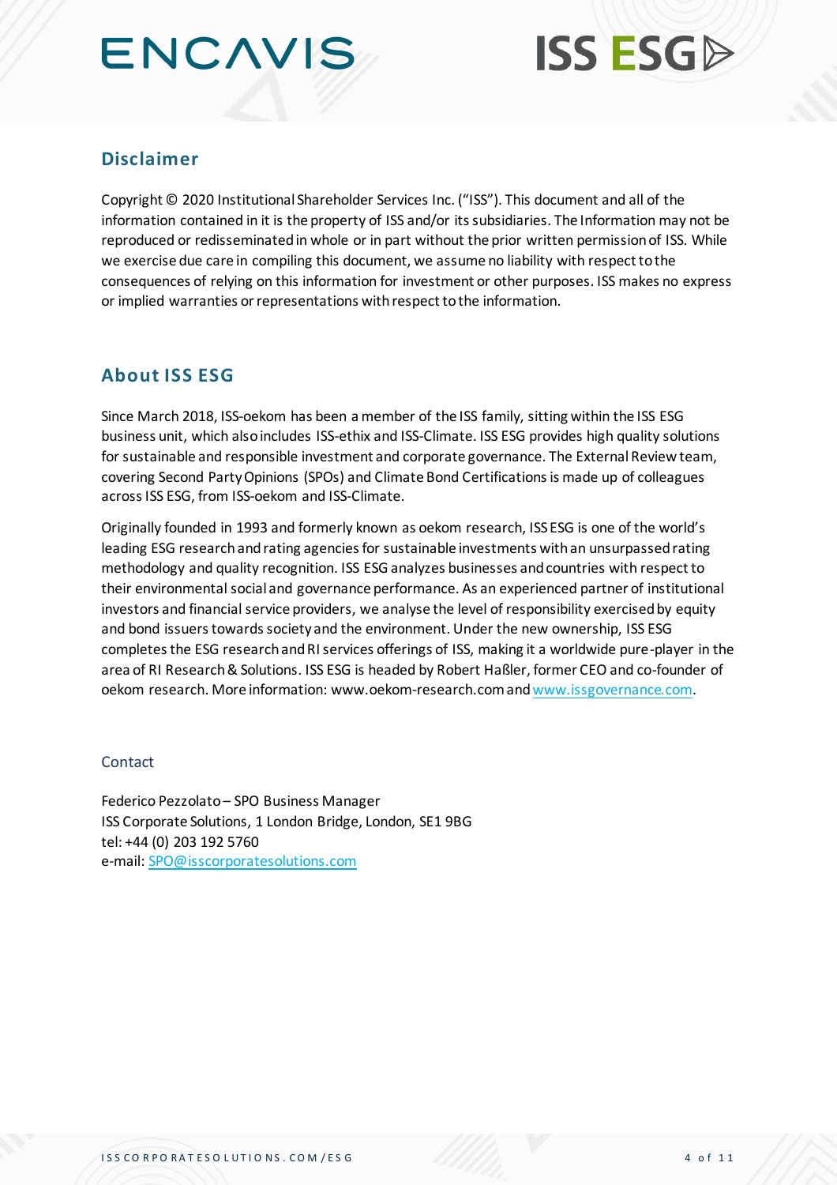## Disclaimer

Copyright © 2020 Institutional Shareholder Services Inc. ("ISS"). This document and all of the information contained in it is the property of ISS and/or its subsidiaries. The Information may not be reproduced or redisseminated in whole or in part without the prior written permission of ISS. While we exercise due care in compiling this document, we assume no liability with respect to the consequences of relying on this information for investment or other purposes. ISS makes no express or implied warranties or representations with respect to the information.

## About ISS ESG

Since March 2018, ISS-oekom has been a member of the ISS family, sitting within the ISS ESG business unit, which also includes ISS-ethix and ISS-Climate. ISS ESG provides high quality solutions for sustainable and responsible investment and corporate governance. The External Review team, covering Second Party Opinions (SPOs) and Climate Bond Certifications is made up of colleagues across ISS ESG, from ISS-oekom and ISS-Climate.

Originally founded in 1993 and formerly known as oekom research, ISS ESG is one of the world's leading ESG research and rating agencies for sustainable investments with an unsurpassed rating methodology and quality recognition. ISS ESG analyzes businesses and countries with respect to their environmental social and governance performance. As an experienced partner of institutional investors and financial service providers, we analyse the level of responsibility exercised by equity and bond issuers towards society and the environment. Under the new ownership, ISS ESG completes the ESG research and RI services offerings of ISS, making it a worldwide pure-player in the area of RI Research & Solutions. ISS ESG is headed by Robert Haßler, former CEO and co-founder of oekom research. More information: www.oekom-research.com and [www.issgovernance.com](http://www.issgovernance.com).

### Contact

Federico Pezzolato – SPO Business Manager
ISS Corporate Solutions, 1 London Bridge, London, SE1 9BG
tel: +44 (0) 203 192 5760
e-mail: [SPO@isscorporatesolutions.com](mailto:SPO@isscorporatesolutions.com)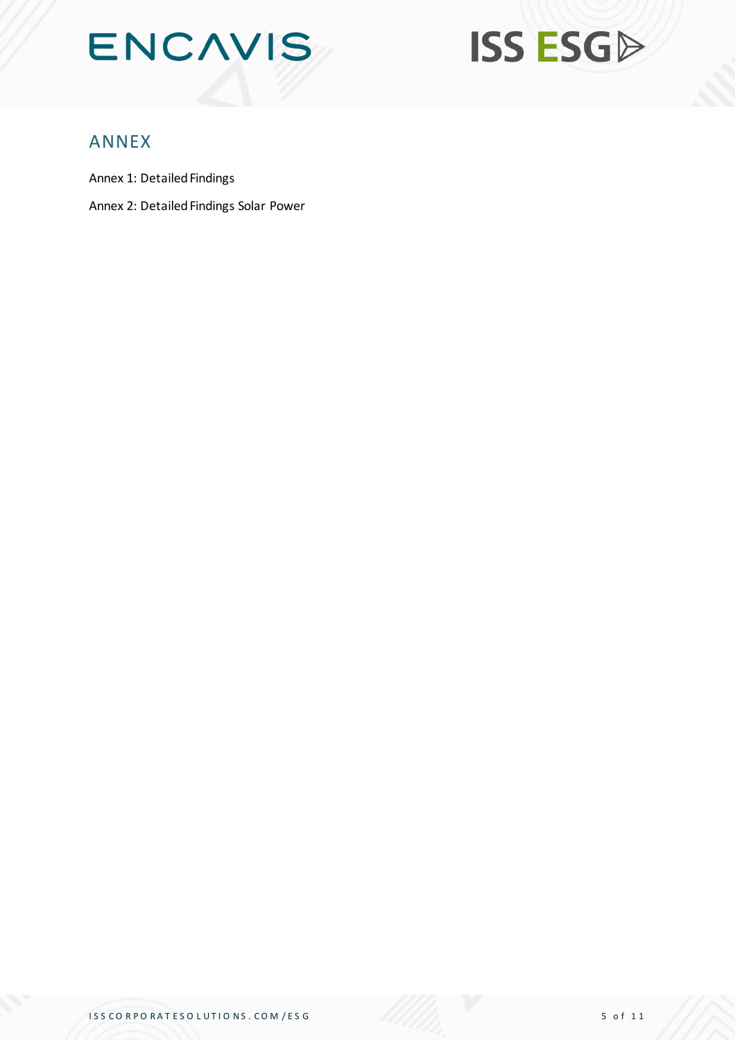## ANNEX

Annex 1: Detailed Findings

Annex 2: Detailed Findings Solar Power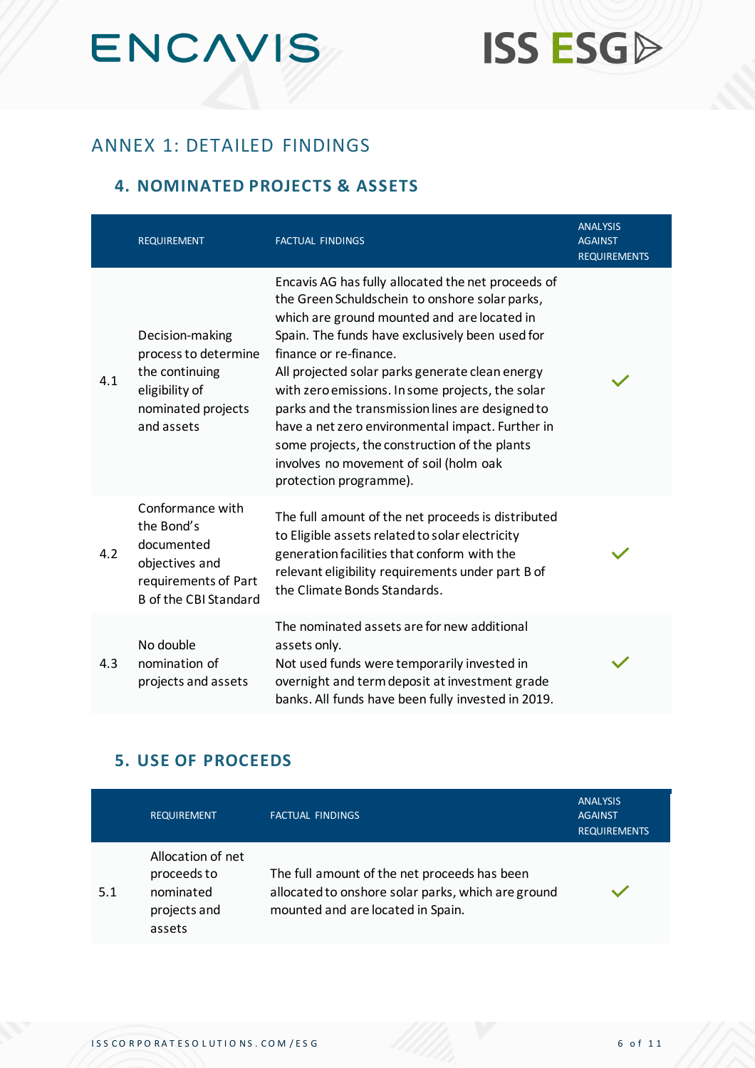## ANNEX 1: DETAILED FINDINGS

### 4. NOMINATED PROJECTS & ASSETS

| | REQUIREMENT | FACTUAL FINDINGS | ANALYSIS AGAINST REQUIREMENTS |
|---|---|---|---|
| 4.1 | Decision-making process to determine the continuing eligibility of nominated projects and assets | Encavis AG has fully allocated the net proceeds of the Green Schuldschein to onshore solar parks, which are ground mounted and are located in Spain. The funds have exclusively been used for finance or re-finance.<br>All projected solar parks generate clean energy with zero emissions. In some projects, the solar parks and the transmission lines are designed to have a net zero environmental impact. Further in some projects, the construction of the plants involves no movement of soil (holm oak protection programme). | ✓ |
| 4.2 | Conformance with the Bond's documented objectives and requirements of Part B of the CBI Standard | The full amount of the net proceeds is distributed to Eligible assets related to solar electricity generation facilities that conform with the relevant eligibility requirements under part B of the Climate Bonds Standards. | ✓ |
| 4.3 | No double nomination of projects and assets | The nominated assets are for new additional assets only.<br>Not used funds were temporarily invested in overnight and term deposit at investment grade banks. All funds have been fully invested in 2019. | ✓ |

### 5. USE OF PROCEEDS

| | REQUIREMENT | FACTUAL FINDINGS | ANALYSIS AGAINST REQUIREMENTS |
|---|---|---|---|
| 5.1 | Allocation of net proceeds to nominated projects and assets | The full amount of the net proceeds has been allocated to onshore solar parks, which are ground mounted and are located in Spain. | ✓ |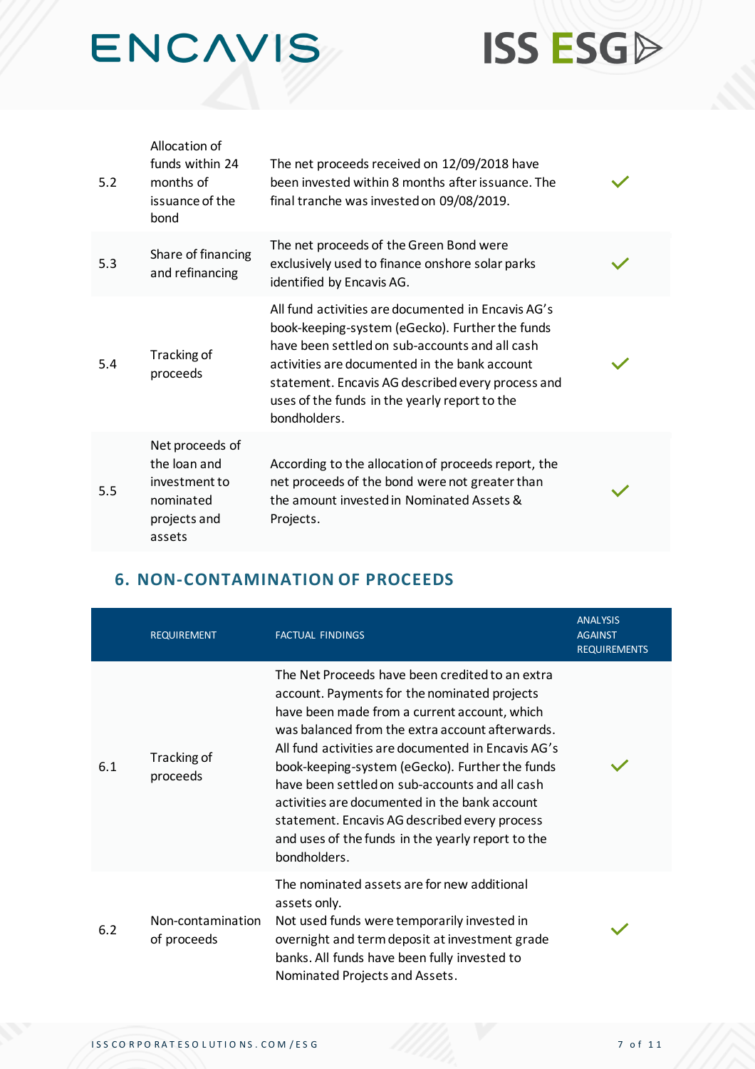| | | | |
|---|---|---|---|
| 5.2 | Allocation of funds within 24 months of issuance of the bond | The net proceeds received on 12/09/2018 have been invested within 8 months after issuance. The final tranche was invested on 09/08/2019. | ✓ |
| 5.3 | Share of financing and refinancing | The net proceeds of the Green Bond were exclusively used to finance onshore solar parks identified by Encavis AG. | ✓ |
| 5.4 | Tracking of proceeds | All fund activities are documented in Encavis AG's book-keeping-system (eGecko). Further the funds have been settled on sub-accounts and all cash activities are documented in the bank account statement. Encavis AG described every process and uses of the funds in the yearly report to the bondholders. | ✓ |
| 5.5 | Net proceeds of the loan and investment to nominated projects and assets | According to the allocation of proceeds report, the net proceeds of the bond were not greater than the amount invested in Nominated Assets & Projects. | ✓ |

## 6. NON-CONTAMINATION OF PROCEEDS

| | REQUIREMENT | FACTUAL FINDINGS | ANALYSIS AGAINST REQUIREMENTS |
|---|---|---|---|
| 6.1 | Tracking of proceeds | The Net Proceeds have been credited to an extra account. Payments for the nominated projects have been made from a current account, which was balanced from the extra account afterwards. All fund activities are documented in Encavis AG's book-keeping-system (eGecko). Further the funds have been settled on sub-accounts and all cash activities are documented in the bank account statement. Encavis AG described every process and uses of the funds in the yearly report to the bondholders. | ✓ |
| 6.2 | Non-contamination of proceeds | The nominated assets are for new additional assets only.<br>Not used funds were temporarily invested in overnight and term deposit at investment grade banks. All funds have been fully invested to Nominated Projects and Assets. | ✓ |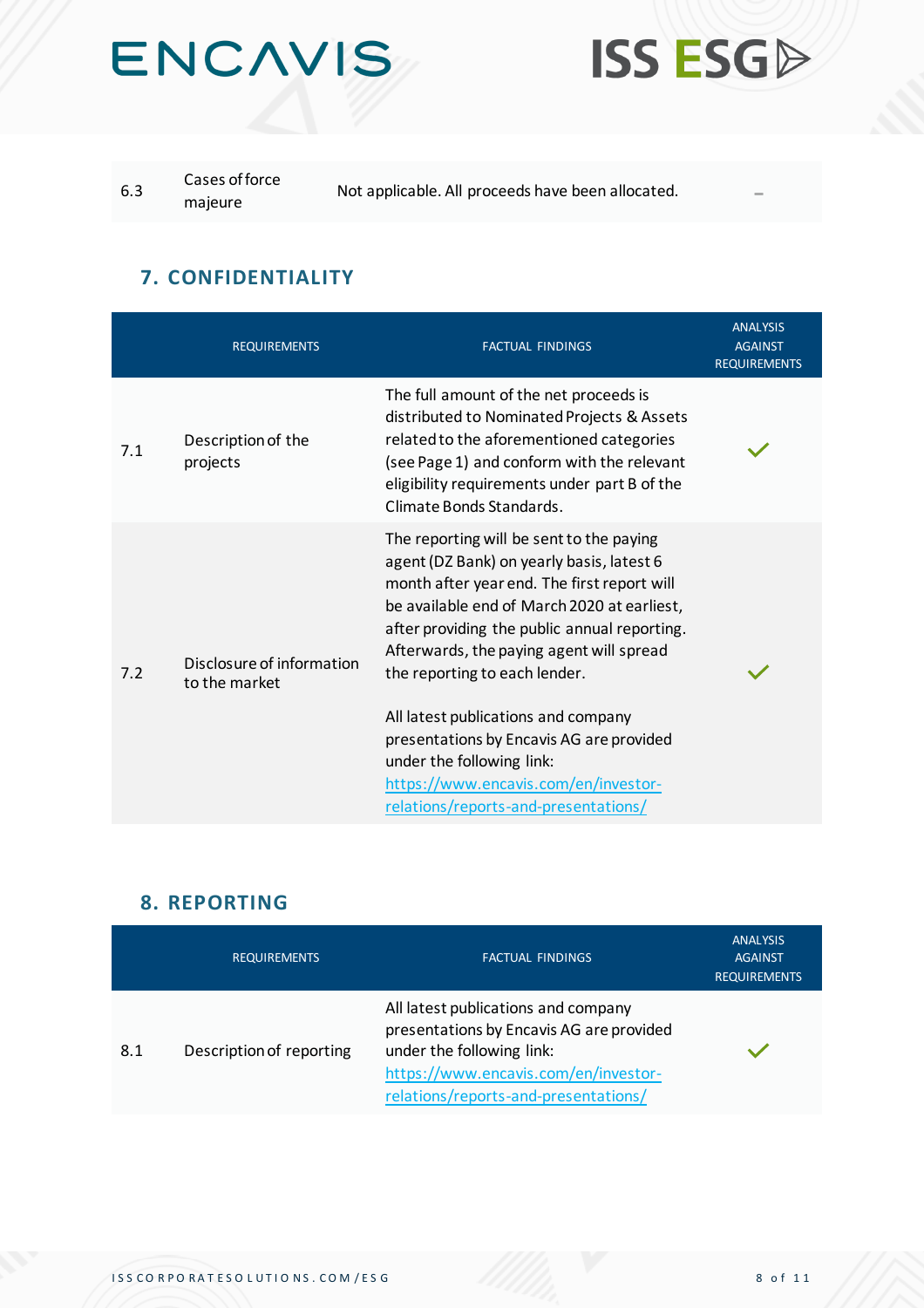| | | | |
|---|---|---|---|
| 6.3 | Cases of force majeure | Not applicable. All proceeds have been allocated. | – |

## 7. CONFIDENTIALITY

| | REQUIREMENTS | FACTUAL FINDINGS | ANALYSIS AGAINST REQUIREMENTS |
|---|---|---|---|
| 7.1 | Description of the projects | The full amount of the net proceeds is distributed to Nominated Projects & Assets related to the aforementioned categories (see Page 1) and conform with the relevant eligibility requirements under part B of the Climate Bonds Standards. | ✓ |
| 7.2 | Disclosure of information to the market | The reporting will be sent to the paying agent (DZ Bank) on yearly basis, latest 6 month after year end. The first report will be available end of March 2020 at earliest, after providing the public annual reporting. Afterwards, the paying agent will spread the reporting to each lender.<br><br>All latest publications and company presentations by Encavis AG are provided under the following link: https://www.encavis.com/en/investor-relations/reports-and-presentations/ | ✓ |

## 8. REPORTING

| | REQUIREMENTS | FACTUAL FINDINGS | ANALYSIS AGAINST REQUIREMENTS |
|---|---|---|---|
| 8.1 | Description of reporting | All latest publications and company presentations by Encavis AG are provided under the following link: https://www.encavis.com/en/investor-relations/reports-and-presentations/ | ✓ |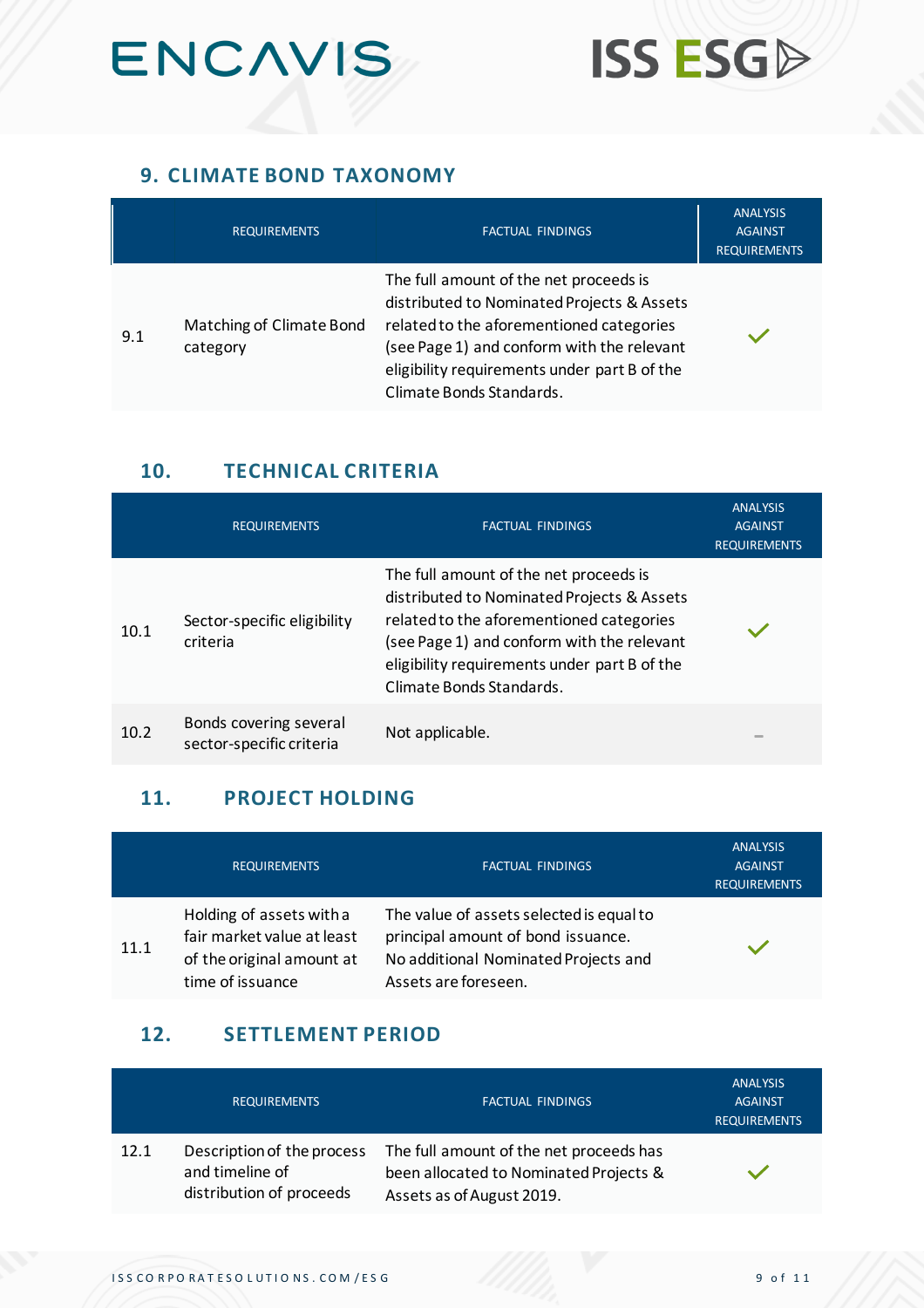## 9. CLIMATE BOND TAXONOMY

| | REQUIREMENTS | FACTUAL FINDINGS | ANALYSIS AGAINST REQUIREMENTS |
|---|---|---|---|
| 9.1 | Matching of Climate Bond category | The full amount of the net proceeds is distributed to Nominated Projects & Assets related to the aforementioned categories (see Page 1) and conform with the relevant eligibility requirements under part B of the Climate Bonds Standards. | ✓ |

## 10. TECHNICAL CRITERIA

| | REQUIREMENTS | FACTUAL FINDINGS | ANALYSIS AGAINST REQUIREMENTS |
|---|---|---|---|
| 10.1 | Sector-specific eligibility criteria | The full amount of the net proceeds is distributed to Nominated Projects & Assets related to the aforementioned categories (see Page 1) and conform with the relevant eligibility requirements under part B of the Climate Bonds Standards. | ✓ |
| 10.2 | Bonds covering several sector-specific criteria | Not applicable. | – |

## 11. PROJECT HOLDING

| | REQUIREMENTS | FACTUAL FINDINGS | ANALYSIS AGAINST REQUIREMENTS |
|---|---|---|---|
| 11.1 | Holding of assets with a fair market value at least of the original amount at time of issuance | The value of assets selected is equal to principal amount of bond issuance. No additional Nominated Projects and Assets are foreseen. | ✓ |

## 12. SETTLEMENT PERIOD

| | REQUIREMENTS | FACTUAL FINDINGS | ANALYSIS AGAINST REQUIREMENTS |
|---|---|---|---|
| 12.1 | Description of the process and timeline of distribution of proceeds | The full amount of the net proceeds has been allocated to Nominated Projects & Assets as of August 2019. | ✓ |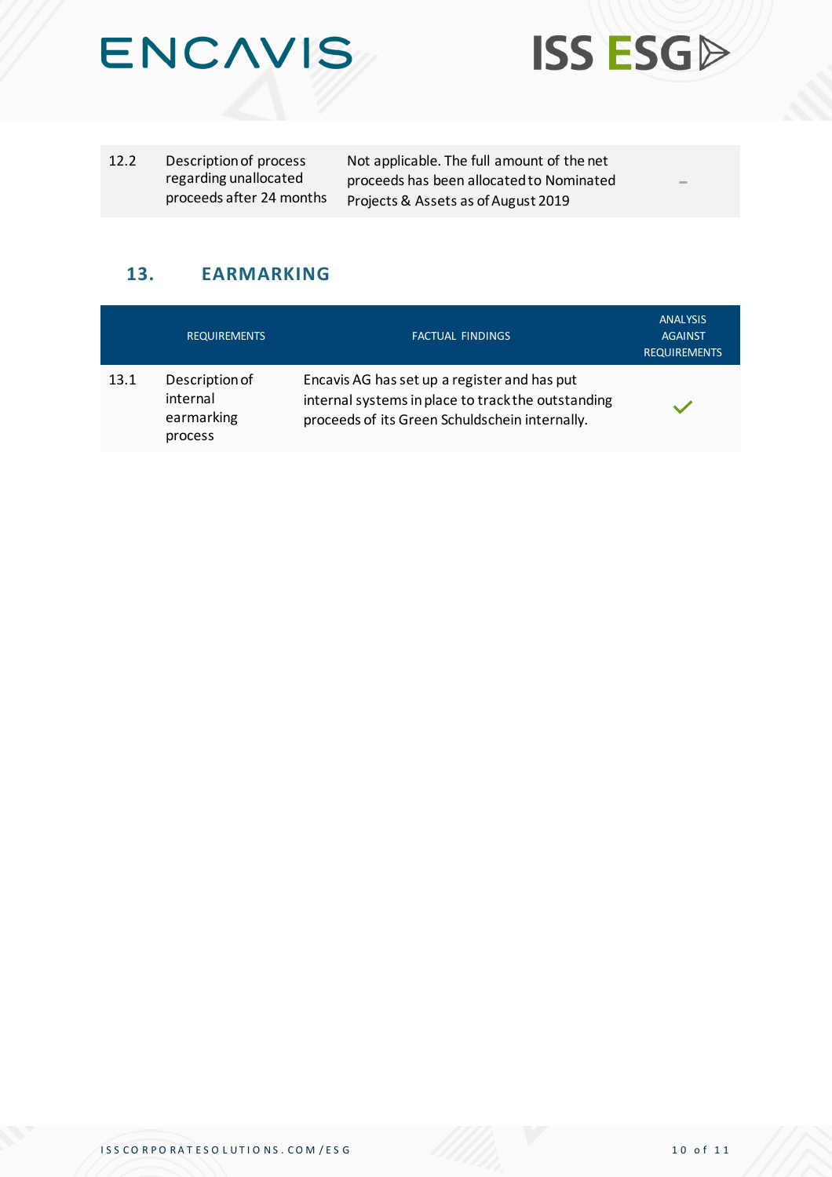| | | | |
|---|---|---|---|
| 12.2 | Description of process regarding unallocated proceeds after 24 months | Not applicable. The full amount of the net proceeds has been allocated to Nominated Projects & Assets as of August 2019 | – |

## 13. EARMARKING

| | REQUIREMENTS | FACTUAL FINDINGS | ANALYSIS AGAINST REQUIREMENTS |
|---|---|---|---|
| 13.1 | Description of internal earmarking process | Encavis AG has set up a register and has put internal systems in place to track the outstanding proceeds of its Green Schuldschein internally. | ✓ |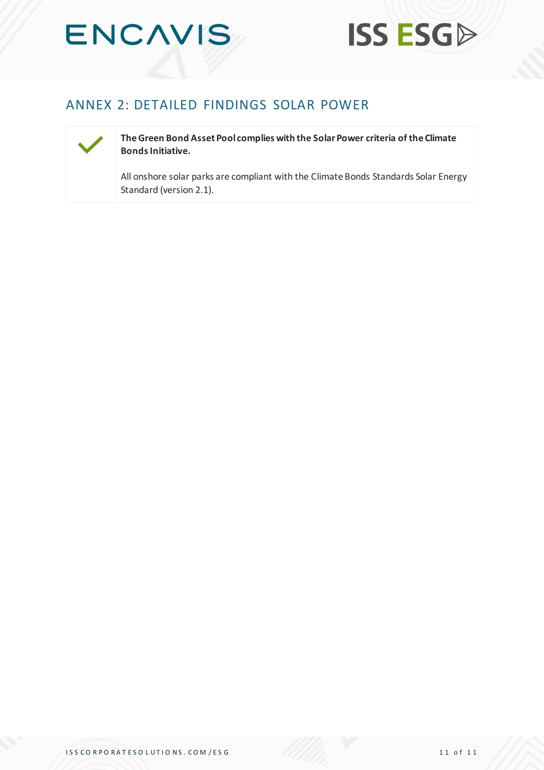## ANNEX 2: DETAILED FINDINGS SOLAR POWER

| | |
|---|---|
| ✓ | **The Green Bond Asset Pool complies with the Solar Power criteria of the Climate Bonds Initiative.** <br><br> All onshore solar parks are compliant with the Climate Bonds Standards Solar Energy Standard (version 2.1). |